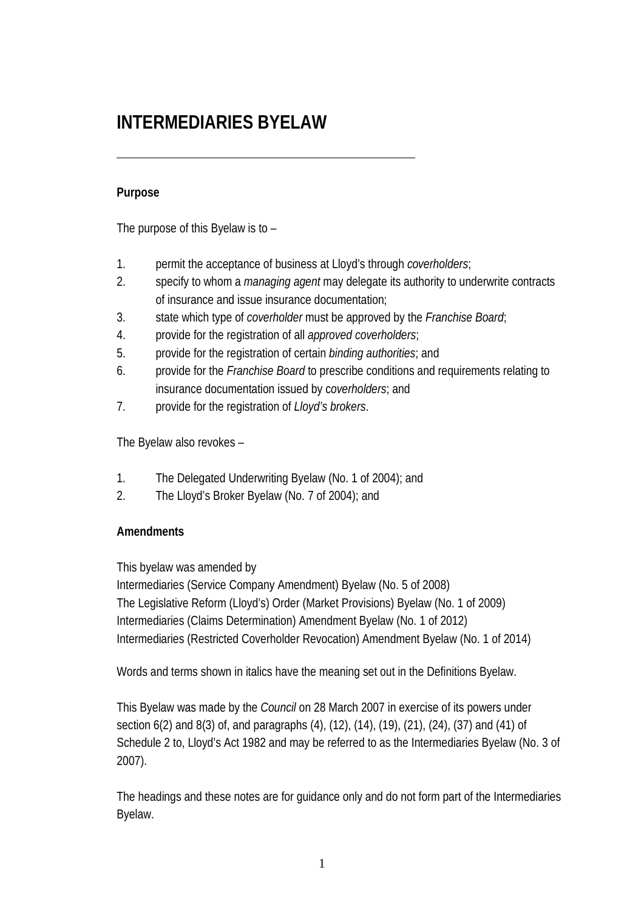# INTERMEDIARIES BYELAW

---

**Purpose**

The purpose of this Byelaw is to –

1. permit the acceptance of business at Lloyd's through *coverholders*;
2. specify to whom a *managing agent* may delegate its authority to underwrite contracts of insurance and issue insurance documentation;
3. state which type of *coverholder* must be approved by the *Franchise Board*;
4. provide for the registration of all *approved coverholders*;
5. provide for the registration of certain *binding authorities*; and
6. provide for the *Franchise Board* to prescribe conditions and requirements relating to insurance documentation issued by c*overholders*; and
7. provide for the registration of *Lloyd's brokers*.

The Byelaw also revokes –

1. The Delegated Underwriting Byelaw (No. 1 of 2004); and
2. The Lloyd's Broker Byelaw (No. 7 of 2004); and

**Amendments**

This byelaw was amended by
Intermediaries (Service Company Amendment) Byelaw (No. 5 of 2008)
The Legislative Reform (Lloyd's) Order (Market Provisions) Byelaw (No. 1 of 2009)
Intermediaries (Claims Determination) Amendment Byelaw (No. 1 of 2012)
Intermediaries (Restricted Coverholder Revocation) Amendment Byelaw (No. 1 of 2014)

Words and terms shown in italics have the meaning set out in the Definitions Byelaw.

This Byelaw was made by the *Council* on 28 March 2007 in exercise of its powers under section 6(2) and 8(3) of, and paragraphs (4), (12), (14), (19), (21), (24), (37) and (41) of Schedule 2 to, Lloyd's Act 1982 and may be referred to as the Intermediaries Byelaw (No. 3 of 2007).

The headings and these notes are for guidance only and do not form part of the Intermediaries Byelaw.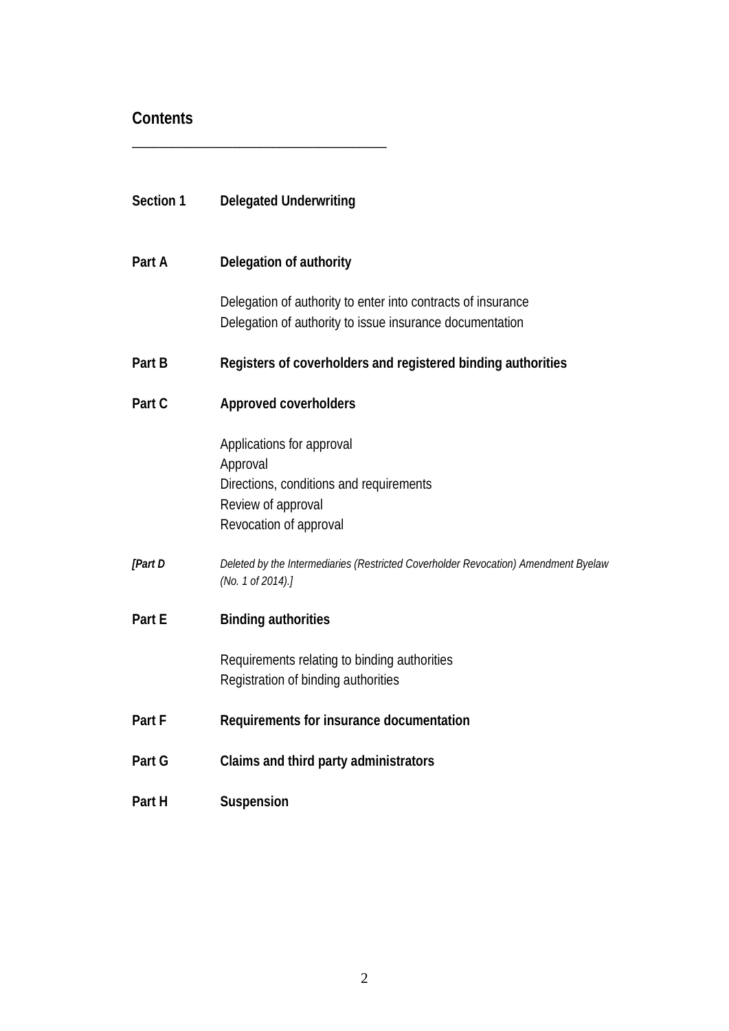## Contents

---

**Section 1** **Delegated Underwriting**

**Part A** **Delegation of authority**

Delegation of authority to enter into contracts of insurance
Delegation of authority to issue insurance documentation

**Part B** **Registers of coverholders and registered binding authorities**

**Part C** **Approved coverholders**

Applications for approval
Approval
Directions, conditions and requirements
Review of approval
Revocation of approval

*[Part D* *Deleted by the Intermediaries (Restricted Coverholder Revocation) Amendment Byelaw (No. 1 of 2014).]*

**Part E** **Binding authorities**

Requirements relating to binding authorities
Registration of binding authorities

**Part F** **Requirements for insurance documentation**

**Part G** **Claims and third party administrators**

**Part H** **Suspension**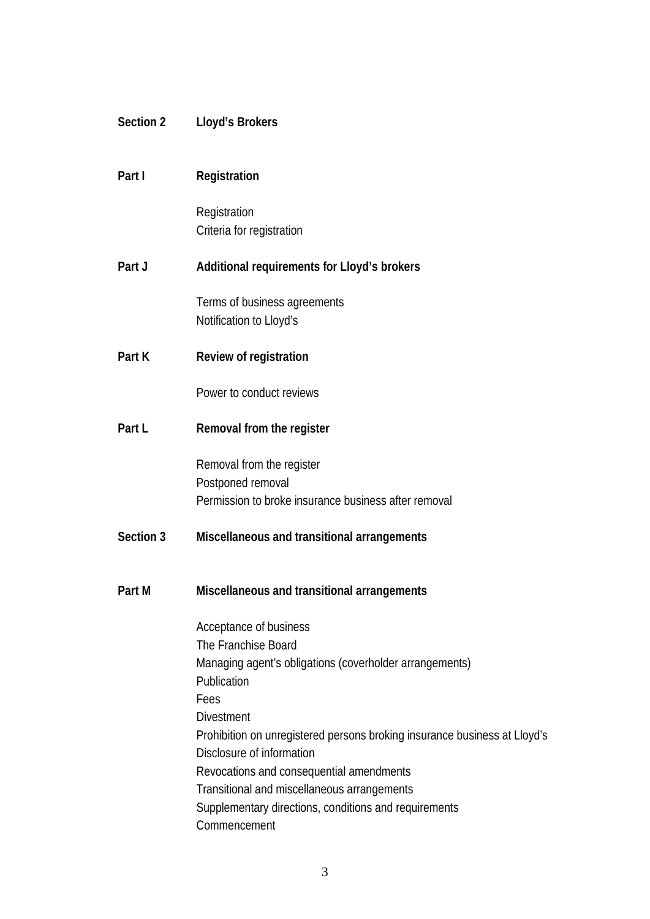**Section 2 Lloyd's Brokers**

**Part I Registration**

Registration
Criteria for registration

**Part J Additional requirements for Lloyd's brokers**

Terms of business agreements
Notification to Lloyd's

**Part K Review of registration**

Power to conduct reviews

**Part L Removal from the register**

Removal from the register
Postponed removal
Permission to broke insurance business after removal

**Section 3 Miscellaneous and transitional arrangements**

**Part M Miscellaneous and transitional arrangements**

Acceptance of business
The Franchise Board
Managing agent's obligations (coverholder arrangements)
Publication
Fees
Divestment
Prohibition on unregistered persons broking insurance business at Lloyd's
Disclosure of information
Revocations and consequential amendments
Transitional and miscellaneous arrangements
Supplementary directions, conditions and requirements
Commencement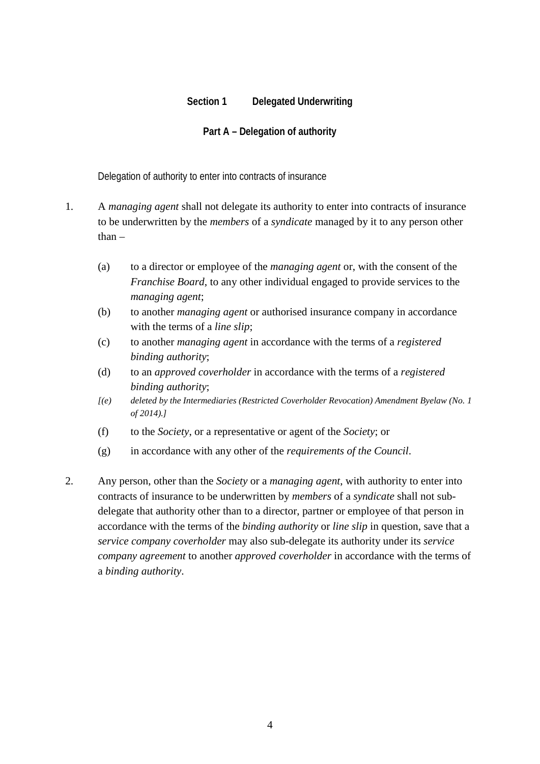## Section 1 Delegated Underwriting

### Part A – Delegation of authority

Delegation of authority to enter into contracts of insurance

1. A *managing agent* shall not delegate its authority to enter into contracts of insurance to be underwritten by the *members* of a *syndicate* managed by it to any person other than –

   (a) to a director or employee of the *managing agent* or, with the consent of the *Franchise Board*, to any other individual engaged to provide services to the *managing agent*;

   (b) to another *managing agent* or authorised insurance company in accordance with the terms of a *line slip*;

   (c) to another *managing agent* in accordance with the terms of a *registered binding authority*;

   (d) to an *approved coverholder* in accordance with the terms of a *registered binding authority*;

   *[(e) deleted by the Intermediaries (Restricted Coverholder Revocation) Amendment Byelaw (No. 1 of 2014).]*

   (f) to the *Society*, or a representative or agent of the *Society*; or

   (g) in accordance with any other of the *requirements of the Council*.

2. Any person, other than the *Society* or a *managing agent*, with authority to enter into contracts of insurance to be underwritten by *members* of a *syndicate* shall not sub-delegate that authority other than to a director, partner or employee of that person in accordance with the terms of the *binding authority* or *line slip* in question, save that a *service company coverholder* may also sub-delegate its authority under its *service company agreement* to another *approved coverholder* in accordance with the terms of a *binding authority*.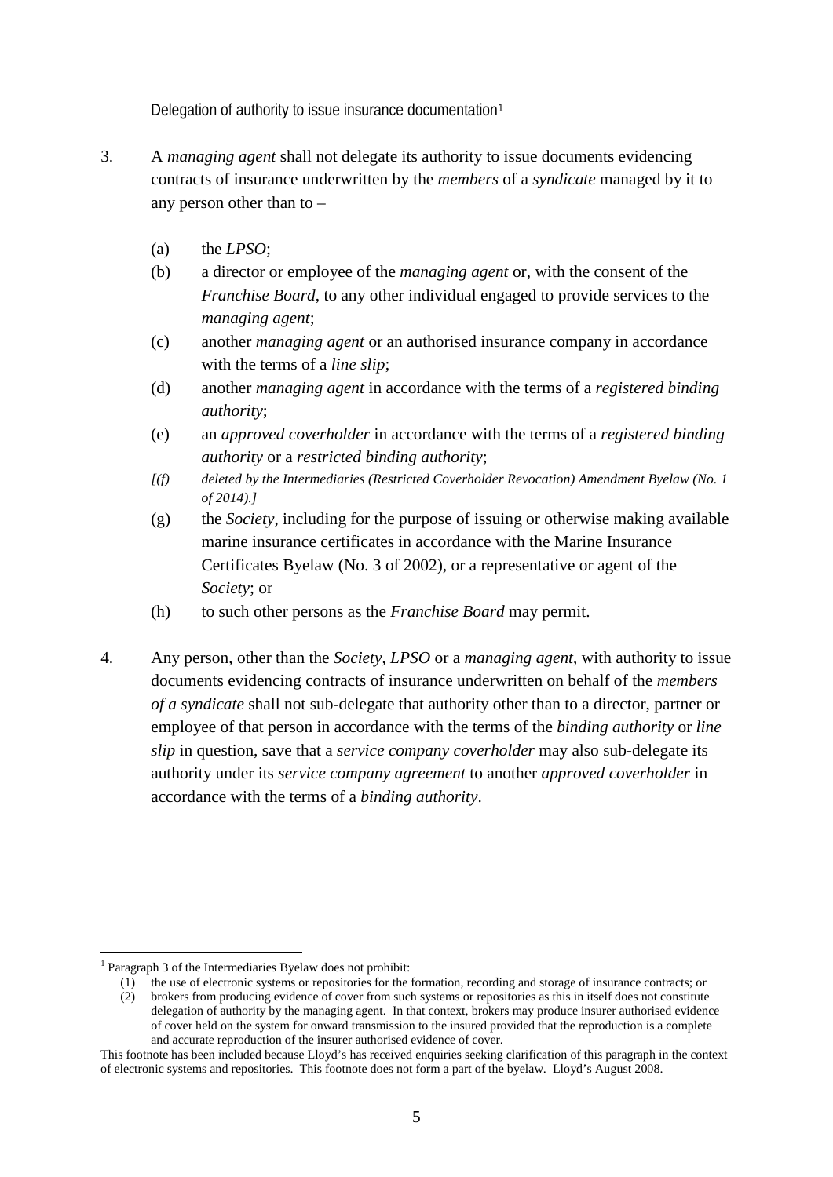Delegation of authority to issue insurance documentation[1]

3. A *managing agent* shall not delegate its authority to issue documents evidencing contracts of insurance underwritten by the *members* of a *syndicate* managed by it to any person other than to –

   (a) the *LPSO*;

   (b) a director or employee of the *managing agent* or, with the consent of the *Franchise Board*, to any other individual engaged to provide services to the *managing agent*;

   (c) another *managing agent* or an authorised insurance company in accordance with the terms of a *line slip*;

   (d) another *managing agent* in accordance with the terms of a *registered binding authority*;

   (e) an *approved coverholder* in accordance with the terms of a *registered binding authority* or a *restricted binding authority*;

   *[(f) deleted by the Intermediaries (Restricted Coverholder Revocation) Amendment Byelaw (No. 1 of 2014).]*

   (g) the *Society*, including for the purpose of issuing or otherwise making available marine insurance certificates in accordance with the Marine Insurance Certificates Byelaw (No. 3 of 2002), or a representative or agent of the *Society*; or

   (h) to such other persons as the *Franchise Board* may permit.

4. Any person, other than the *Society*, *LPSO* or a *managing agent*, with authority to issue documents evidencing contracts of insurance underwritten on behalf of the *members of a syndicate* shall not sub-delegate that authority other than to a director, partner or employee of that person in accordance with the terms of the *binding authority* or *line slip* in question, save that a *service company coverholder* may also sub-delegate its authority under its *service company agreement* to another *approved coverholder* in accordance with the terms of a *binding authority*.

---

[1] Paragraph 3 of the Intermediaries Byelaw does not prohibit:

(1) the use of electronic systems or repositories for the formation, recording and storage of insurance contracts; or

(2) brokers from producing evidence of cover from such systems or repositories as this in itself does not constitute delegation of authority by the managing agent. In that context, brokers may produce insurer authorised evidence of cover held on the system for onward transmission to the insured provided that the reproduction is a complete and accurate reproduction of the insurer authorised evidence of cover.

This footnote has been included because Lloyd's has received enquiries seeking clarification of this paragraph in the context of electronic systems and repositories. This footnote does not form a part of the byelaw. Lloyd's August 2008.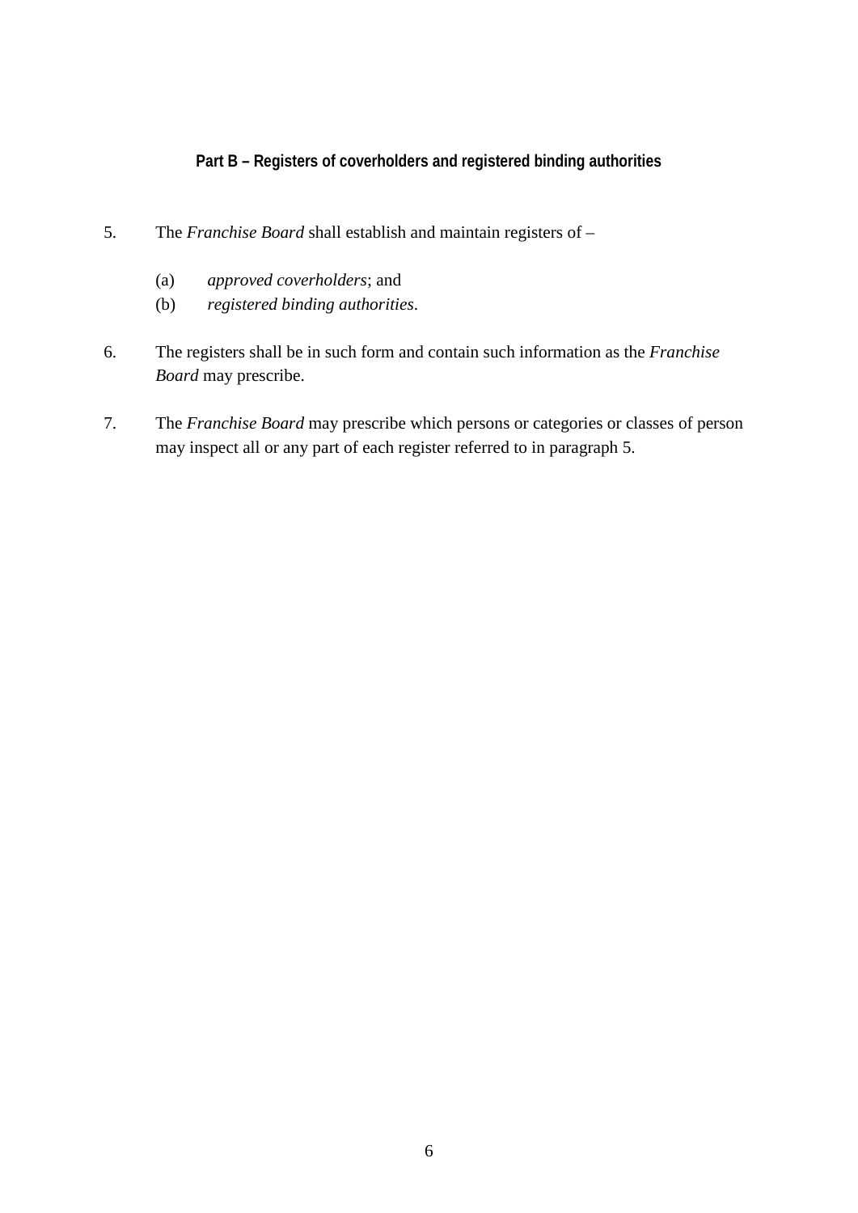## Part B – Registers of coverholders and registered binding authorities

5. The *Franchise Board* shall establish and maintain registers of –

   (a) *approved coverholders*; and
   (b) *registered binding authorities*.

6. The registers shall be in such form and contain such information as the *Franchise Board* may prescribe.

7. The *Franchise Board* may prescribe which persons or categories or classes of person may inspect all or any part of each register referred to in paragraph 5.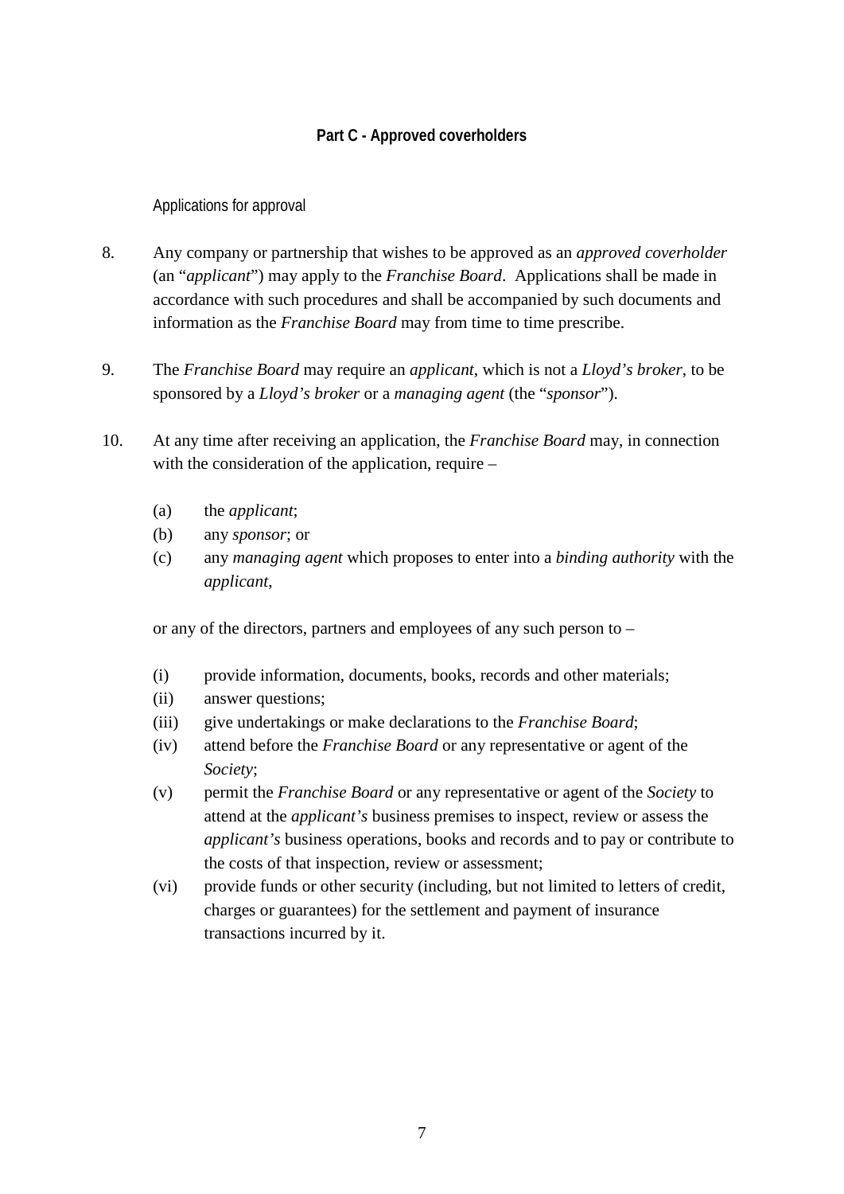## Part C - Approved coverholders

### Applications for approval

8. Any company or partnership that wishes to be approved as an *approved coverholder* (an "*applicant*") may apply to the *Franchise Board*. Applications shall be made in accordance with such procedures and shall be accompanied by such documents and information as the *Franchise Board* may from time to time prescribe.

9. The *Franchise Board* may require an *applicant*, which is not a *Lloyd's broker*, to be sponsored by a *Lloyd's broker* or a *managing agent* (the "*sponsor*").

10. At any time after receiving an application, the *Franchise Board* may, in connection with the consideration of the application, require –

    (a) the *applicant*;
    (b) any *sponsor*; or
    (c) any *managing agent* which proposes to enter into a *binding authority* with the *applicant*,

    or any of the directors, partners and employees of any such person to –

    (i) provide information, documents, books, records and other materials;
    (ii) answer questions;
    (iii) give undertakings or make declarations to the *Franchise Board*;
    (iv) attend before the *Franchise Board* or any representative or agent of the *Society*;
    (v) permit the *Franchise Board* or any representative or agent of the *Society* to attend at the *applicant's* business premises to inspect, review or assess the *applicant's* business operations, books and records and to pay or contribute to the costs of that inspection, review or assessment;
    (vi) provide funds or other security (including, but not limited to letters of credit, charges or guarantees) for the settlement and payment of insurance transactions incurred by it.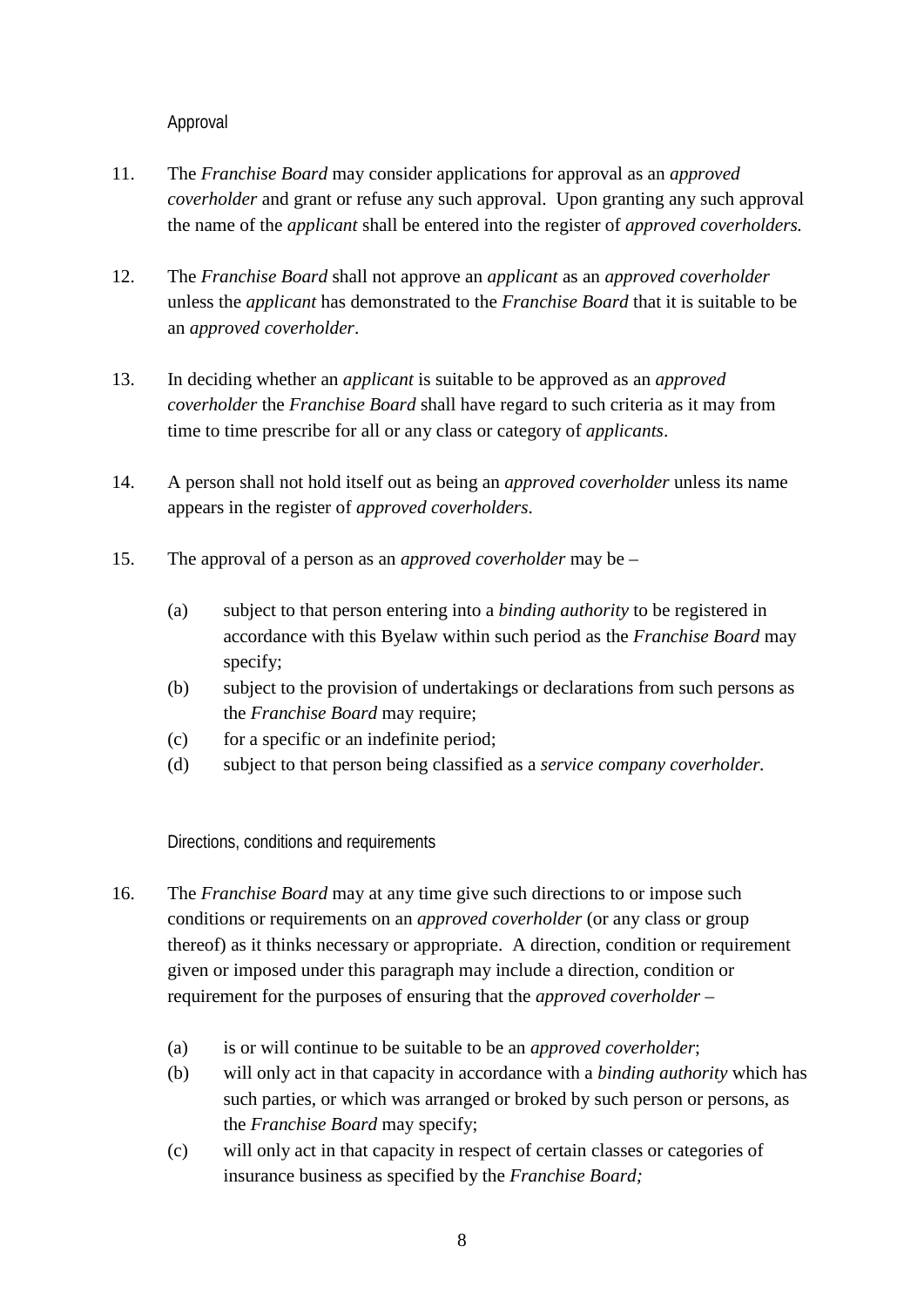### Approval

11. The *Franchise Board* may consider applications for approval as an *approved coverholder* and grant or refuse any such approval. Upon granting any such approval the name of the *applicant* shall be entered into the register of *approved coverholders.*

12. The *Franchise Board* shall not approve an *applicant* as an *approved coverholder* unless the *applicant* has demonstrated to the *Franchise Board* that it is suitable to be an *approved coverholder*.

13. In deciding whether an *applicant* is suitable to be approved as an *approved coverholder* the *Franchise Board* shall have regard to such criteria as it may from time to time prescribe for all or any class or category of *applicants*.

14. A person shall not hold itself out as being an *approved coverholder* unless its name appears in the register of *approved coverholders*.

15. The approval of a person as an *approved coverholder* may be –

    (a) subject to that person entering into a *binding authority* to be registered in accordance with this Byelaw within such period as the *Franchise Board* may specify;
    (b) subject to the provision of undertakings or declarations from such persons as the *Franchise Board* may require;
    (c) for a specific or an indefinite period;
    (d) subject to that person being classified as a *service company coverholder.*

### Directions, conditions and requirements

16. The *Franchise Board* may at any time give such directions to or impose such conditions or requirements on an *approved coverholder* (or any class or group thereof) as it thinks necessary or appropriate. A direction, condition or requirement given or imposed under this paragraph may include a direction, condition or requirement for the purposes of ensuring that the *approved coverholder* –

    (a) is or will continue to be suitable to be an *approved coverholder*;
    (b) will only act in that capacity in accordance with a *binding authority* which has such parties, or which was arranged or broked by such person or persons, as the *Franchise Board* may specify;
    (c) will only act in that capacity in respect of certain classes or categories of insurance business as specified by the *Franchise Board;*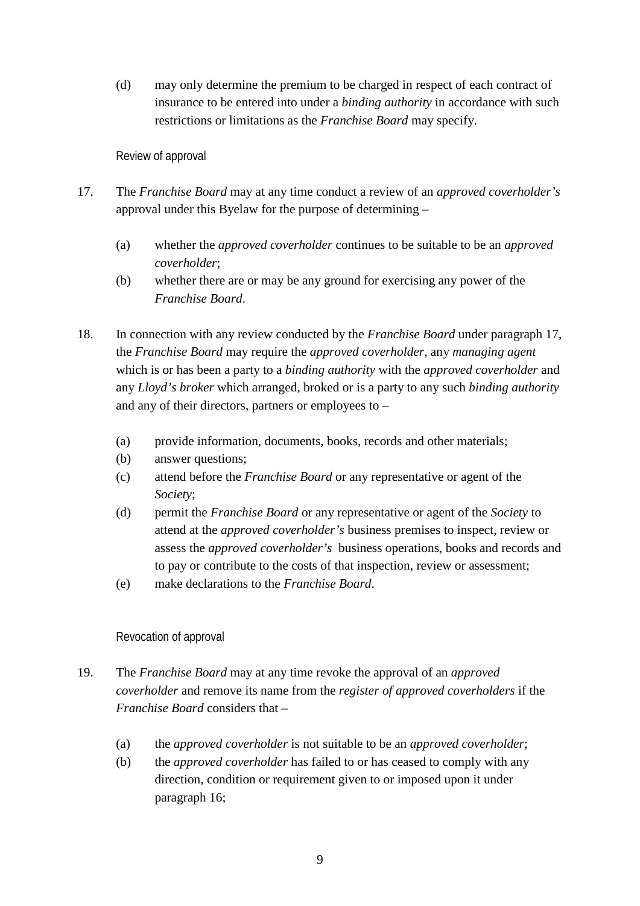(d) may only determine the premium to be charged in respect of each contract of insurance to be entered into under a *binding authority* in accordance with such restrictions or limitations as the *Franchise Board* may specify.

Review of approval

17. The *Franchise Board* may at any time conduct a review of an *approved coverholder's* approval under this Byelaw for the purpose of determining –

    (a) whether the *approved coverholder* continues to be suitable to be an *approved coverholder*;
    (b) whether there are or may be any ground for exercising any power of the *Franchise Board*.

18. In connection with any review conducted by the *Franchise Board* under paragraph 17, the *Franchise Board* may require the *approved coverholder*, any *managing agent* which is or has been a party to a *binding authority* with the *approved coverholder* and any *Lloyd's broker* which arranged, broked or is a party to any such *binding authority* and any of their directors, partners or employees to –

    (a) provide information, documents, books, records and other materials;
    (b) answer questions;
    (c) attend before the *Franchise Board* or any representative or agent of the *Society*;
    (d) permit the *Franchise Board* or any representative or agent of the *Society* to attend at the *approved coverholder's* business premises to inspect, review or assess the *approved coverholder's* business operations, books and records and to pay or contribute to the costs of that inspection, review or assessment;
    (e) make declarations to the *Franchise Board*.

Revocation of approval

19. The *Franchise Board* may at any time revoke the approval of an *approved coverholder* and remove its name from the *register of approved coverholders* if the *Franchise Board* considers that –

    (a) the *approved coverholder* is not suitable to be an *approved coverholder*;
    (b) the *approved coverholder* has failed to or has ceased to comply with any direction, condition or requirement given to or imposed upon it under paragraph 16;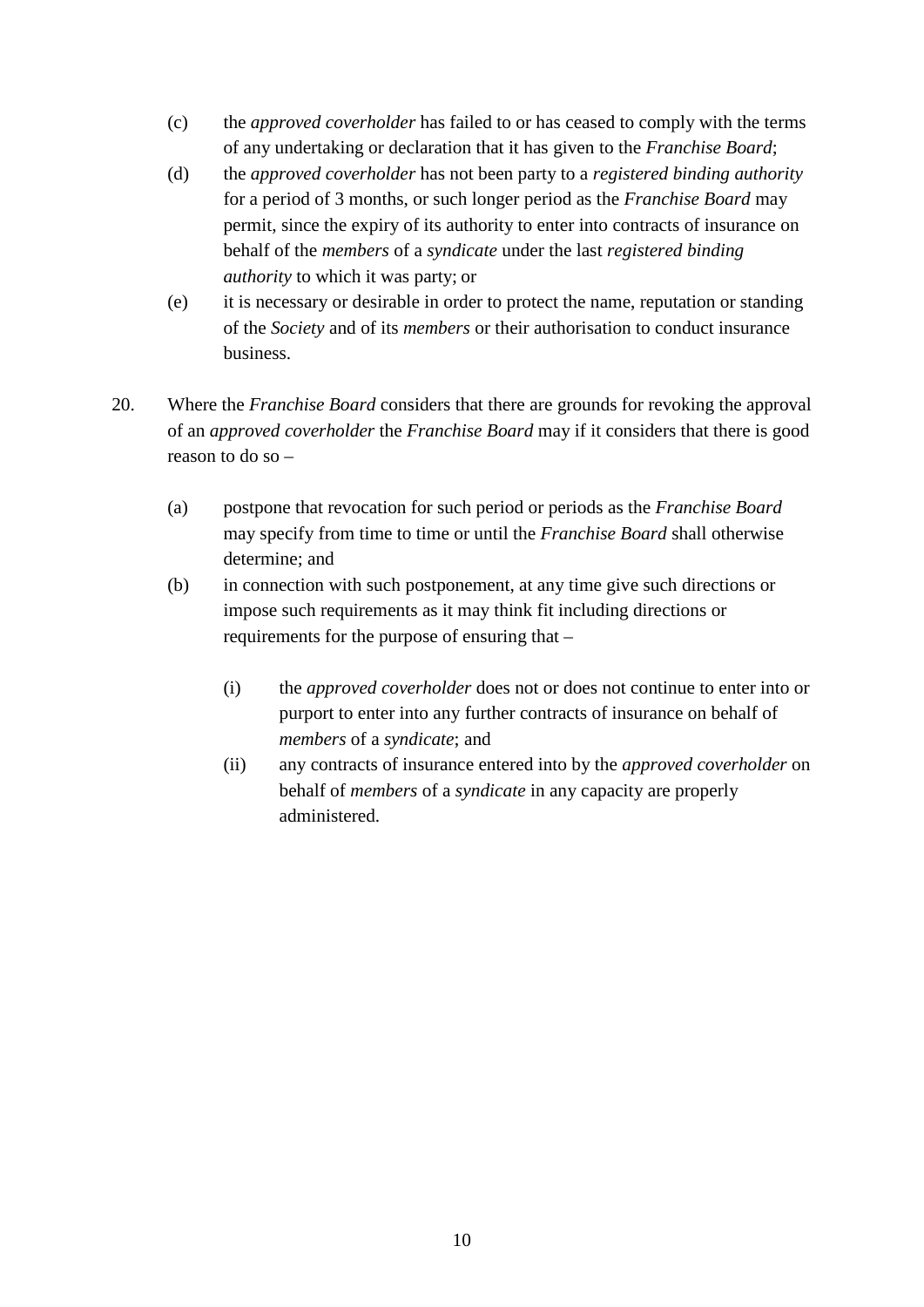(c) the *approved coverholder* has failed to or has ceased to comply with the terms of any undertaking or declaration that it has given to the *Franchise Board*;

(d) the *approved coverholder* has not been party to a *registered binding authority* for a period of 3 months, or such longer period as the *Franchise Board* may permit, since the expiry of its authority to enter into contracts of insurance on behalf of the *members* of a *syndicate* under the last *registered binding authority* to which it was party; or

(e) it is necessary or desirable in order to protect the name, reputation or standing of the *Society* and of its *members* or their authorisation to conduct insurance business.

20. Where the *Franchise Board* considers that there are grounds for revoking the approval of an *approved coverholder* the *Franchise Board* may if it considers that there is good reason to do so –

(a) postpone that revocation for such period or periods as the *Franchise Board* may specify from time to time or until the *Franchise Board* shall otherwise determine; and

(b) in connection with such postponement, at any time give such directions or impose such requirements as it may think fit including directions or requirements for the purpose of ensuring that –

(i) the *approved coverholder* does not or does not continue to enter into or purport to enter into any further contracts of insurance on behalf of *members* of a *syndicate*; and

(ii) any contracts of insurance entered into by the *approved coverholder* on behalf of *members* of a *syndicate* in any capacity are properly administered.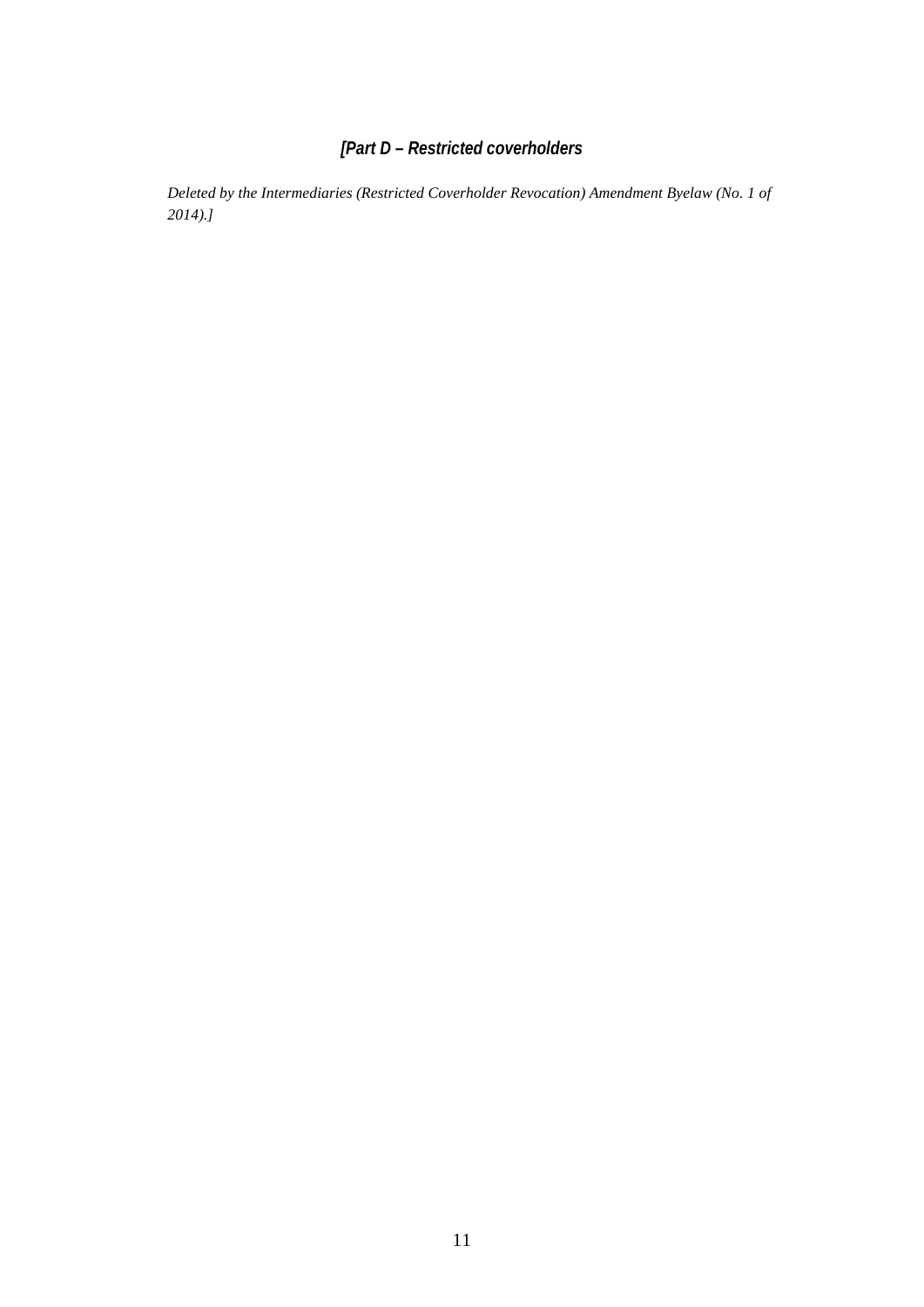## *[Part D – Restricted coverholders*

*Deleted by the Intermediaries (Restricted Coverholder Revocation) Amendment Byelaw (No. 1 of 2014).]*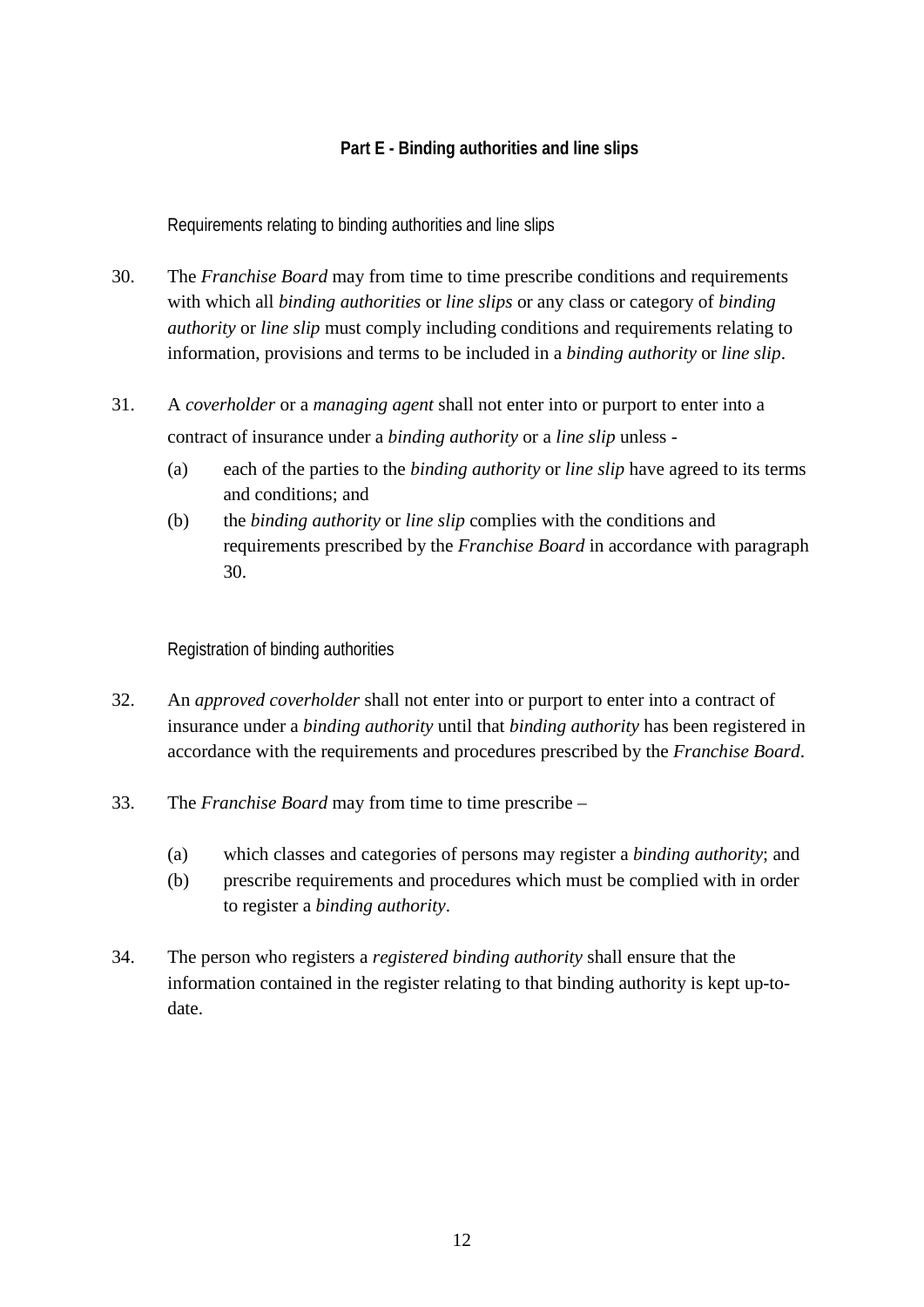## Part E - Binding authorities and line slips

### Requirements relating to binding authorities and line slips

30. The *Franchise Board* may from time to time prescribe conditions and requirements with which all *binding authorities* or *line slips* or any class or category of *binding authority* or *line slip* must comply including conditions and requirements relating to information, provisions and terms to be included in a *binding authority* or *line slip*.

31. A *coverholder* or a *managing agent* shall not enter into or purport to enter into a contract of insurance under a *binding authority* or a *line slip* unless -

    (a) each of the parties to the *binding authority* or *line slip* have agreed to its terms and conditions; and

    (b) the *binding authority* or *line slip* complies with the conditions and requirements prescribed by the *Franchise Board* in accordance with paragraph 30.

### Registration of binding authorities

32. An *approved coverholder* shall not enter into or purport to enter into a contract of insurance under a *binding authority* until that *binding authority* has been registered in accordance with the requirements and procedures prescribed by the *Franchise Board*.

33. The *Franchise Board* may from time to time prescribe –

    (a) which classes and categories of persons may register a *binding authority*; and

    (b) prescribe requirements and procedures which must be complied with in order to register a *binding authority*.

34. The person who registers a *registered binding authority* shall ensure that the information contained in the register relating to that binding authority is kept up-to-date.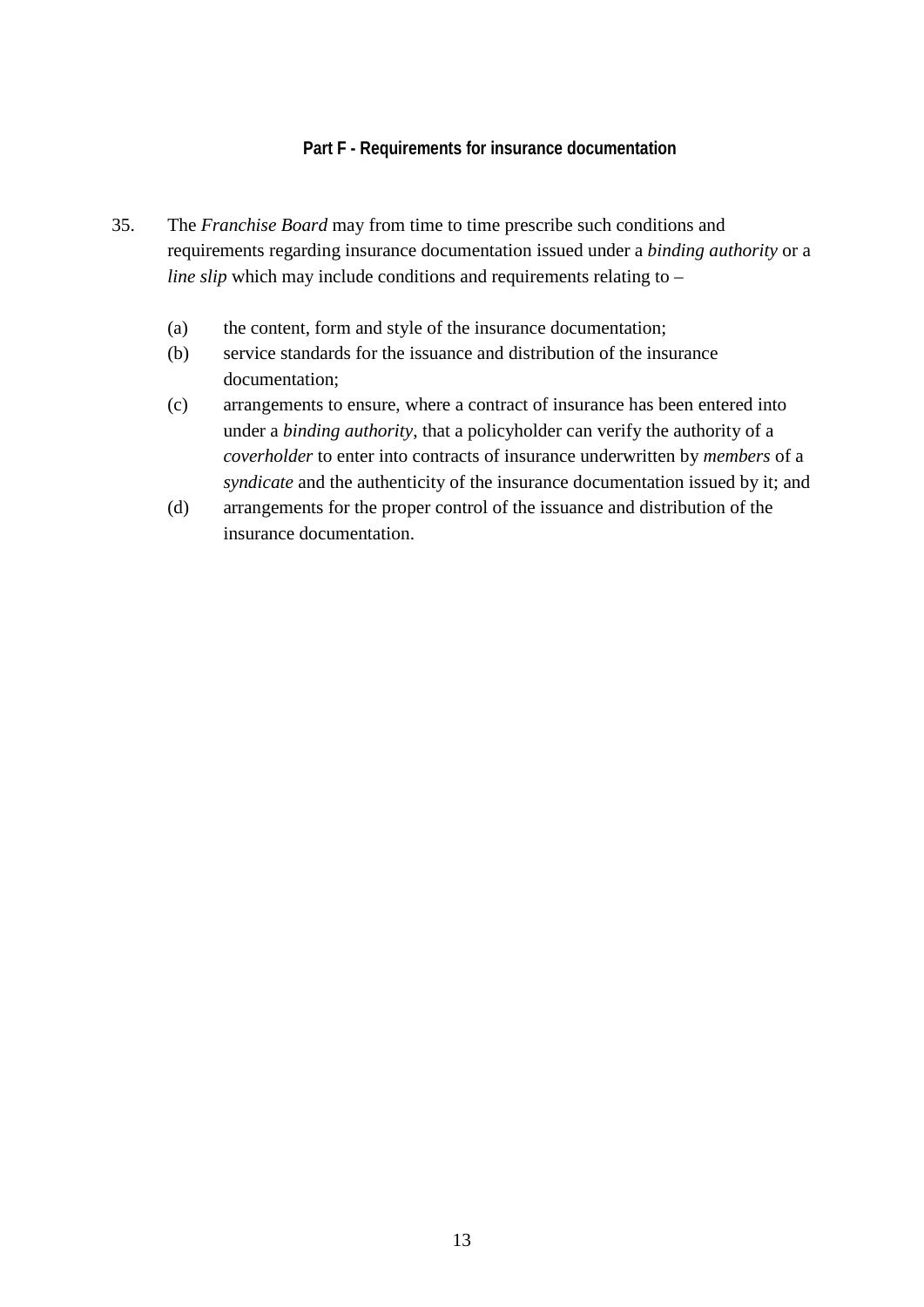## Part F - Requirements for insurance documentation

35. The *Franchise Board* may from time to time prescribe such conditions and requirements regarding insurance documentation issued under a *binding authority* or a *line slip* which may include conditions and requirements relating to –

    (a) the content, form and style of the insurance documentation;

    (b) service standards for the issuance and distribution of the insurance documentation;

    (c) arrangements to ensure, where a contract of insurance has been entered into under a *binding authority*, that a policyholder can verify the authority of a *coverholder* to enter into contracts of insurance underwritten by *members* of a *syndicate* and the authenticity of the insurance documentation issued by it; and

    (d) arrangements for the proper control of the issuance and distribution of the insurance documentation.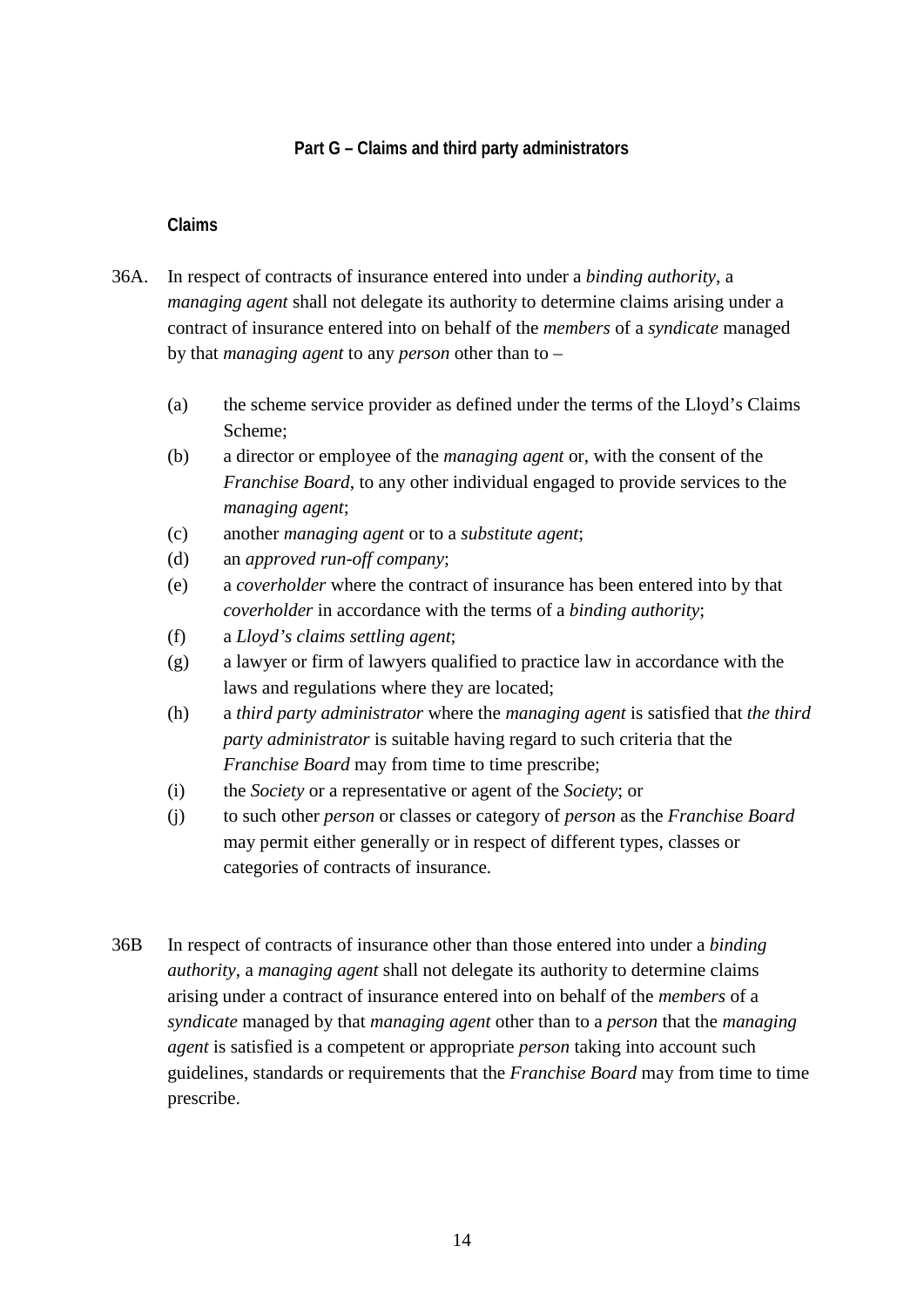## Part G – Claims and third party administrators

### Claims

36A. In respect of contracts of insurance entered into under a *binding authority*, a *managing agent* shall not delegate its authority to determine claims arising under a contract of insurance entered into on behalf of the *members* of a *syndicate* managed by that *managing agent* to any *person* other than to –

(a) the scheme service provider as defined under the terms of the Lloyd's Claims Scheme;

(b) a director or employee of the *managing agent* or, with the consent of the *Franchise Board*, to any other individual engaged to provide services to the *managing agent*;

(c) another *managing agent* or to a *substitute agent*;

(d) an *approved run-off company*;

(e) a *coverholder* where the contract of insurance has been entered into by that *coverholder* in accordance with the terms of a *binding authority*;

(f) a *Lloyd's claims settling agent*;

(g) a lawyer or firm of lawyers qualified to practice law in accordance with the laws and regulations where they are located;

(h) a *third party administrator* where the *managing agent* is satisfied that *the third party administrator* is suitable having regard to such criteria that the *Franchise Board* may from time to time prescribe;

(i) the *Society* or a representative or agent of the *Society*; or

(j) to such other *person* or classes or category of *person* as the *Franchise Board* may permit either generally or in respect of different types, classes or categories of contracts of insurance.

36B In respect of contracts of insurance other than those entered into under a *binding authority*, a *managing agent* shall not delegate its authority to determine claims arising under a contract of insurance entered into on behalf of the *members* of a *syndicate* managed by that *managing agent* other than to a *person* that the *managing agent* is satisfied is a competent or appropriate *person* taking into account such guidelines, standards or requirements that the *Franchise Board* may from time to time prescribe.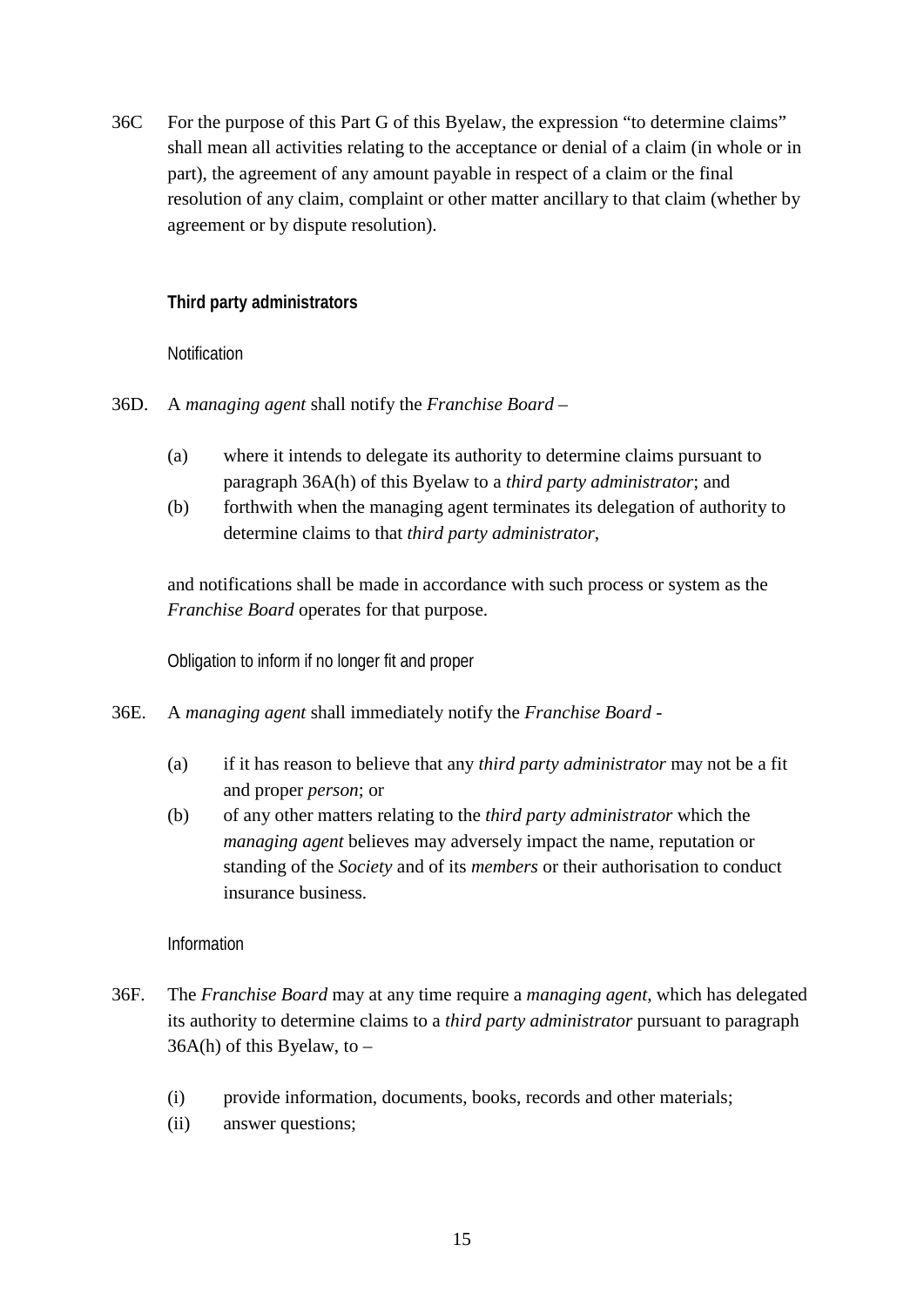36C For the purpose of this Part G of this Byelaw, the expression "to determine claims" shall mean all activities relating to the acceptance or denial of a claim (in whole or in part), the agreement of any amount payable in respect of a claim or the final resolution of any claim, complaint or other matter ancillary to that claim (whether by agreement or by dispute resolution).

**Third party administrators**

Notification

36D. A *managing agent* shall notify the *Franchise Board* –

(a) where it intends to delegate its authority to determine claims pursuant to paragraph 36A(h) of this Byelaw to a *third party administrator*; and

(b) forthwith when the managing agent terminates its delegation of authority to determine claims to that *third party administrator*,

and notifications shall be made in accordance with such process or system as the *Franchise Board* operates for that purpose.

Obligation to inform if no longer fit and proper

36E. A *managing agent* shall immediately notify the *Franchise Board* -

(a) if it has reason to believe that any *third party administrator* may not be a fit and proper *person*; or

(b) of any other matters relating to the *third party administrator* which the *managing agent* believes may adversely impact the name, reputation or standing of the *Society* and of its *members* or their authorisation to conduct insurance business.

Information

36F. The *Franchise Board* may at any time require a *managing agent*, which has delegated its authority to determine claims to a *third party administrator* pursuant to paragraph 36A(h) of this Byelaw, to –

(i) provide information, documents, books, records and other materials;

(ii) answer questions;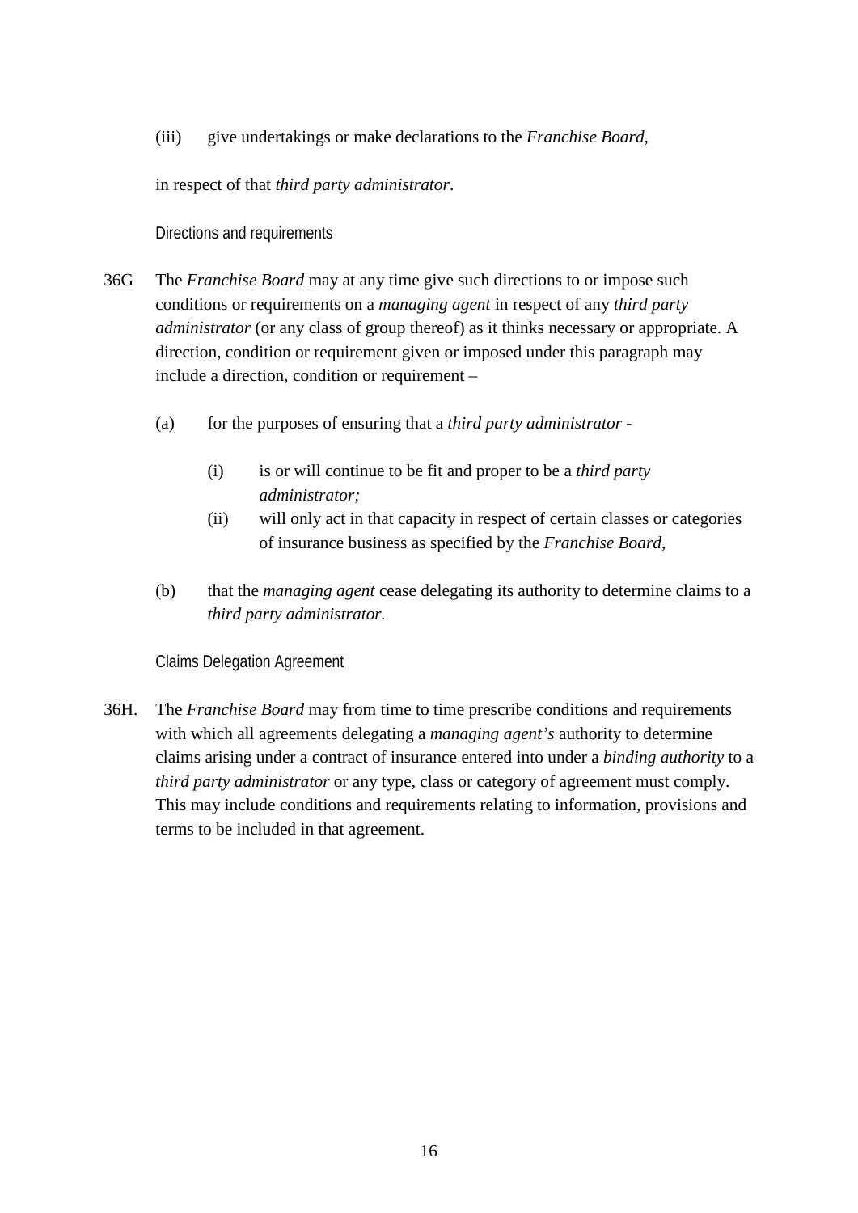(iii) give undertakings or make declarations to the *Franchise Board*,

in respect of that *third party administrator*.

Directions and requirements

36G The *Franchise Board* may at any time give such directions to or impose such conditions or requirements on a *managing agent* in respect of any *third party administrator* (or any class of group thereof) as it thinks necessary or appropriate. A direction, condition or requirement given or imposed under this paragraph may include a direction, condition or requirement –

(a) for the purposes of ensuring that a *third party administrator* -

(i) is or will continue to be fit and proper to be a *third party administrator;*

(ii) will only act in that capacity in respect of certain classes or categories of insurance business as specified by the *Franchise Board*,

(b) that the *managing agent* cease delegating its authority to determine claims to a *third party administrator.*

Claims Delegation Agreement

36H. The *Franchise Board* may from time to time prescribe conditions and requirements with which all agreements delegating a *managing agent's* authority to determine claims arising under a contract of insurance entered into under a *binding authority* to a *third party administrator* or any type, class or category of agreement must comply. This may include conditions and requirements relating to information, provisions and terms to be included in that agreement.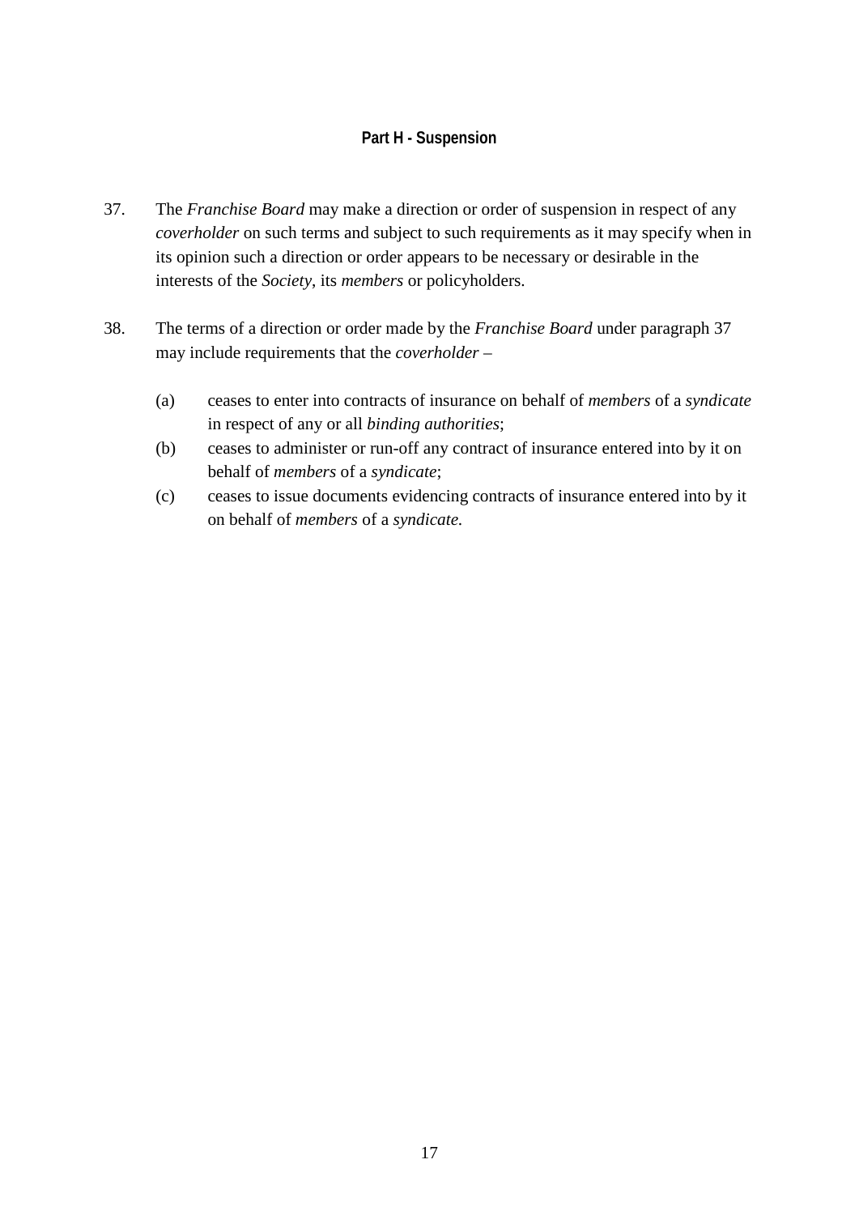## Part H - Suspension

37. The *Franchise Board* may make a direction or order of suspension in respect of any *coverholder* on such terms and subject to such requirements as it may specify when in its opinion such a direction or order appears to be necessary or desirable in the interests of the *Society*, its *members* or policyholders.

38. The terms of a direction or order made by the *Franchise Board* under paragraph 37 may include requirements that the *coverholder* –

    (a) ceases to enter into contracts of insurance on behalf of *members* of a *syndicate* in respect of any or all *binding authorities*;

    (b) ceases to administer or run-off any contract of insurance entered into by it on behalf of *members* of a *syndicate*;

    (c) ceases to issue documents evidencing contracts of insurance entered into by it on behalf of *members* of a *syndicate.*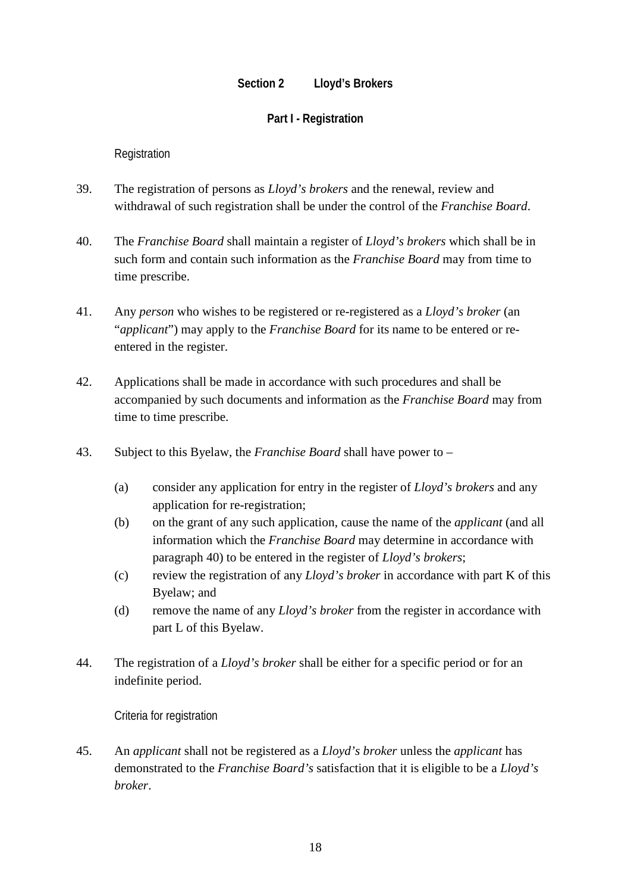## Section 2 Lloyd's Brokers

### Part I - Registration

Registration

39. The registration of persons as *Lloyd's brokers* and the renewal, review and withdrawal of such registration shall be under the control of the *Franchise Board*.

40. The *Franchise Board* shall maintain a register of *Lloyd's brokers* which shall be in such form and contain such information as the *Franchise Board* may from time to time prescribe.

41. Any *person* who wishes to be registered or re-registered as a *Lloyd's broker* (an "*applicant*") may apply to the *Franchise Board* for its name to be entered or re-entered in the register.

42. Applications shall be made in accordance with such procedures and shall be accompanied by such documents and information as the *Franchise Board* may from time to time prescribe.

43. Subject to this Byelaw, the *Franchise Board* shall have power to –

    (a) consider any application for entry in the register of *Lloyd's brokers* and any application for re-registration;
    (b) on the grant of any such application, cause the name of the *applicant* (and all information which the *Franchise Board* may determine in accordance with paragraph 40) to be entered in the register of *Lloyd's brokers*;
    (c) review the registration of any *Lloyd's broker* in accordance with part K of this Byelaw; and
    (d) remove the name of any *Lloyd's broker* from the register in accordance with part L of this Byelaw.

44. The registration of a *Lloyd's broker* shall be either for a specific period or for an indefinite period.

Criteria for registration

45. An *applicant* shall not be registered as a *Lloyd's broker* unless the *applicant* has demonstrated to the *Franchise Board's* satisfaction that it is eligible to be a *Lloyd's broker*.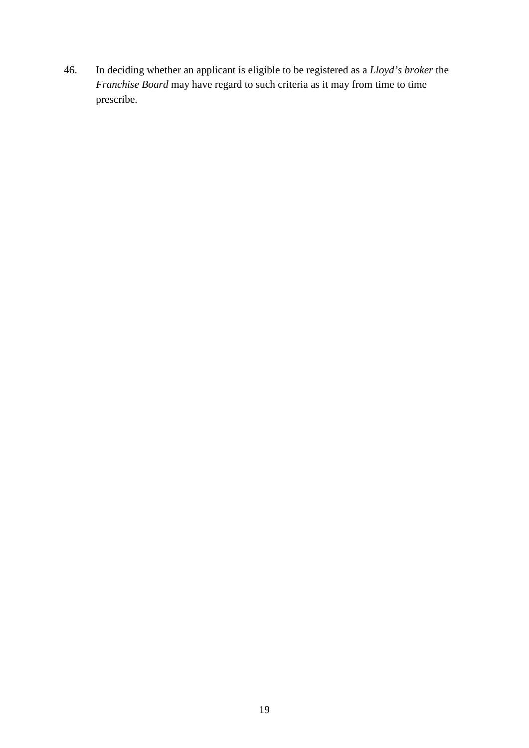46. In deciding whether an applicant is eligible to be registered as a *Lloyd's broker* the *Franchise Board* may have regard to such criteria as it may from time to time prescribe.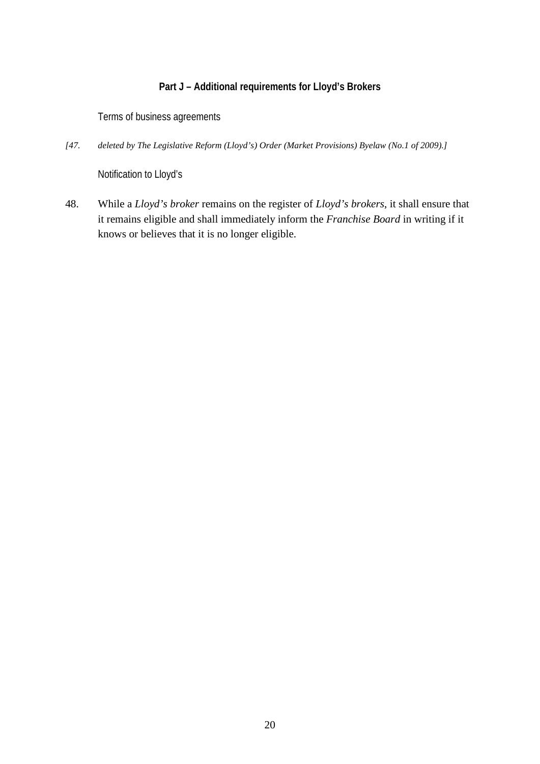## Part J – Additional requirements for Lloyd's Brokers

Terms of business agreements

*[47. deleted by The Legislative Reform (Lloyd's) Order (Market Provisions) Byelaw (No.1 of 2009).]*

Notification to Lloyd's

48. While a *Lloyd's broker* remains on the register of *Lloyd's brokers*, it shall ensure that it remains eligible and shall immediately inform the *Franchise Board* in writing if it knows or believes that it is no longer eligible.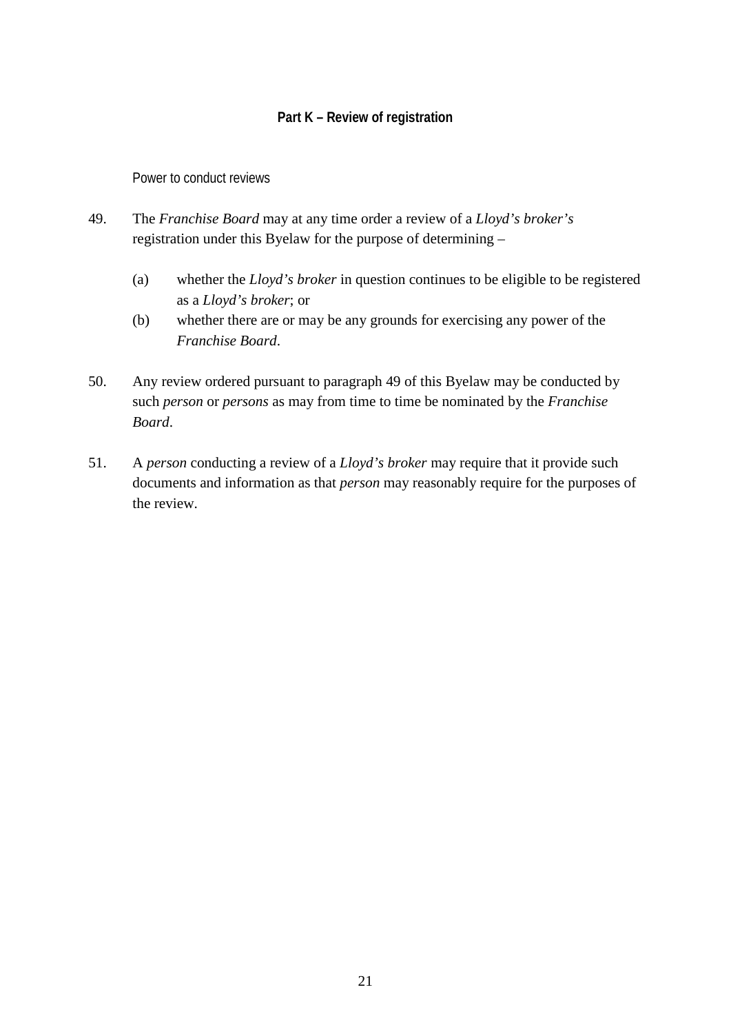## Part K – Review of registration

Power to conduct reviews

49. The *Franchise Board* may at any time order a review of a *Lloyd's broker's* registration under this Byelaw for the purpose of determining –

    (a) whether the *Lloyd's broker* in question continues to be eligible to be registered as a *Lloyd's broker*; or

    (b) whether there are or may be any grounds for exercising any power of the *Franchise Board*.

50. Any review ordered pursuant to paragraph 49 of this Byelaw may be conducted by such *person* or *persons* as may from time to time be nominated by the *Franchise Board*.

51. A *person* conducting a review of a *Lloyd's broker* may require that it provide such documents and information as that *person* may reasonably require for the purposes of the review.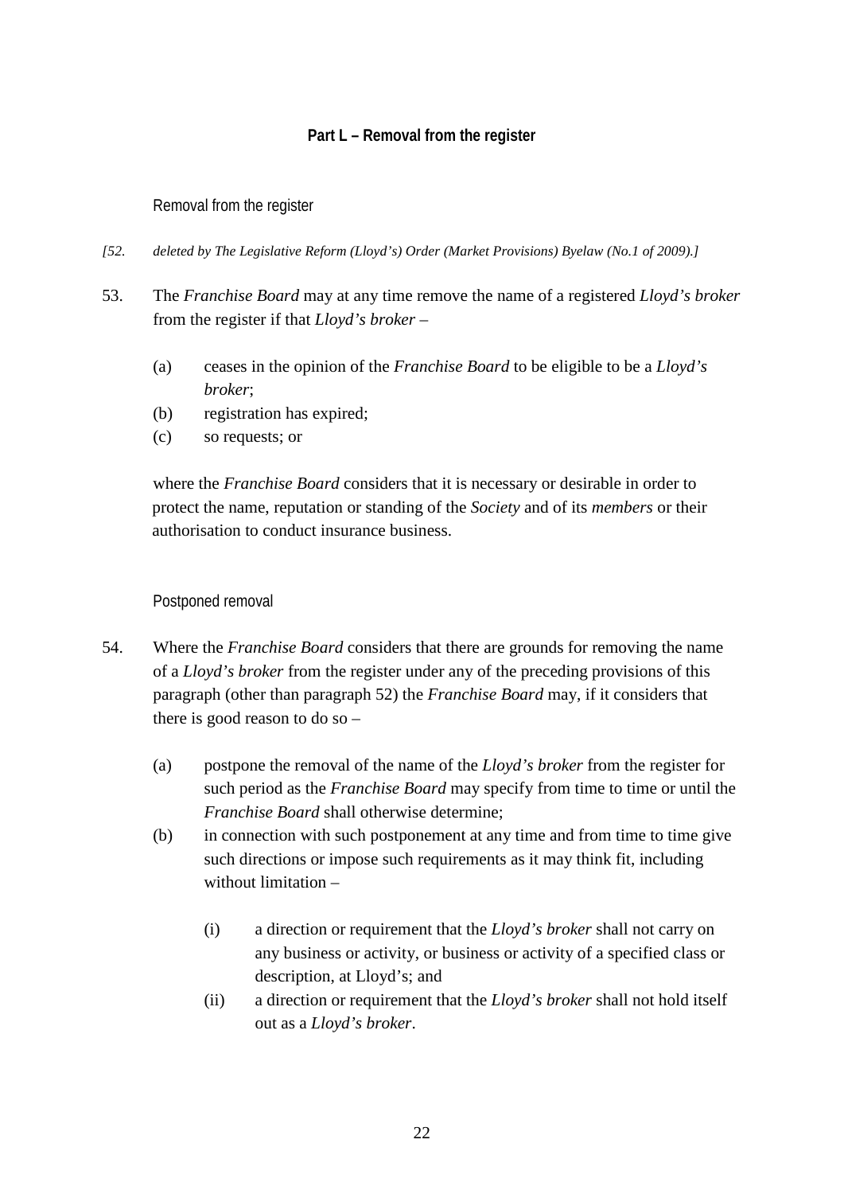## Part L – Removal from the register

### Removal from the register

*[52. deleted by The Legislative Reform (Lloyd's) Order (Market Provisions) Byelaw (No.1 of 2009).]*

53. The *Franchise Board* may at any time remove the name of a registered *Lloyd's broker* from the register if that *Lloyd's broker* –

    (a) ceases in the opinion of the *Franchise Board* to be eligible to be a *Lloyd's broker*;

    (b) registration has expired;

    (c) so requests; or

    where the *Franchise Board* considers that it is necessary or desirable in order to protect the name, reputation or standing of the *Society* and of its *members* or their authorisation to conduct insurance business.

### Postponed removal

54. Where the *Franchise Board* considers that there are grounds for removing the name of a *Lloyd's broker* from the register under any of the preceding provisions of this paragraph (other than paragraph 52) the *Franchise Board* may, if it considers that there is good reason to do so –

    (a) postpone the removal of the name of the *Lloyd's broker* from the register for such period as the *Franchise Board* may specify from time to time or until the *Franchise Board* shall otherwise determine;

    (b) in connection with such postponement at any time and from time to time give such directions or impose such requirements as it may think fit, including without limitation –

        (i) a direction or requirement that the *Lloyd's broker* shall not carry on any business or activity, or business or activity of a specified class or description, at Lloyd's; and

        (ii) a direction or requirement that the *Lloyd's broker* shall not hold itself out as a *Lloyd's broker*.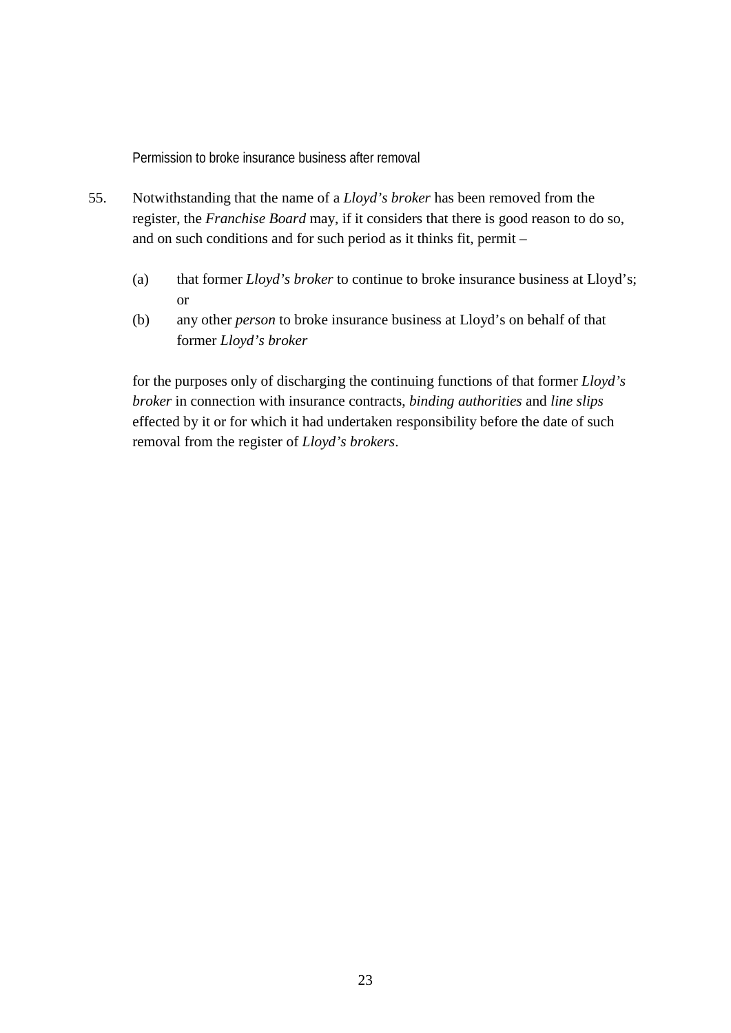### Permission to broke insurance business after removal

55. Notwithstanding that the name of a *Lloyd's broker* has been removed from the register, the *Franchise Board* may, if it considers that there is good reason to do so, and on such conditions and for such period as it thinks fit, permit –

    (a) that former *Lloyd's broker* to continue to broke insurance business at Lloyd's; or

    (b) any other *person* to broke insurance business at Lloyd's on behalf of that former *Lloyd's broker*

    for the purposes only of discharging the continuing functions of that former *Lloyd's broker* in connection with insurance contracts, *binding authorities* and *line slips* effected by it or for which it had undertaken responsibility before the date of such removal from the register of *Lloyd's brokers*.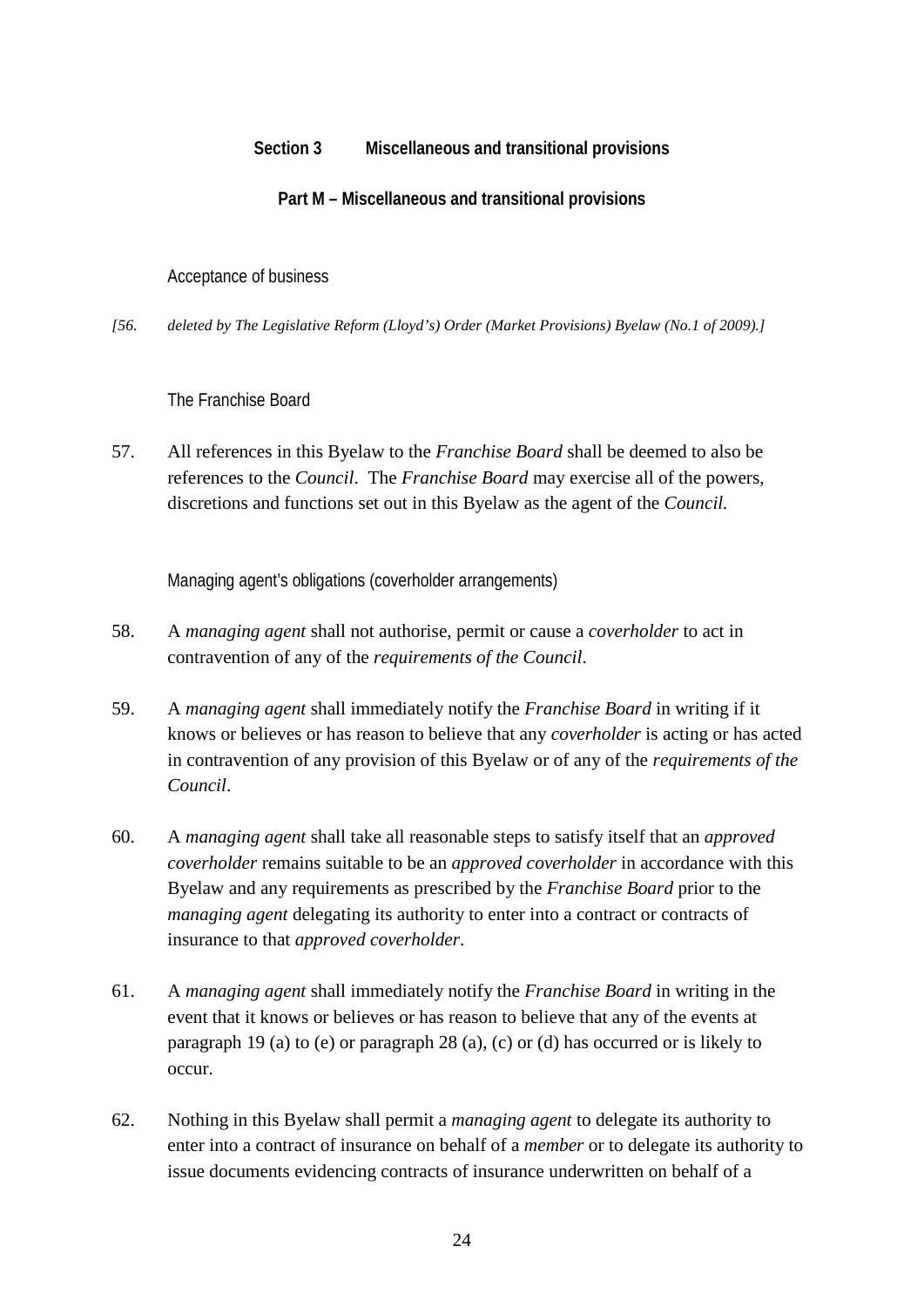## Section 3 Miscellaneous and transitional provisions

### Part M – Miscellaneous and transitional provisions

Acceptance of business

*[56. deleted by The Legislative Reform (Lloyd's) Order (Market Provisions) Byelaw (No.1 of 2009).]*

The Franchise Board

57. All references in this Byelaw to the *Franchise Board* shall be deemed to also be references to the *Council*. The *Franchise Board* may exercise all of the powers, discretions and functions set out in this Byelaw as the agent of the *Council.*

Managing agent's obligations (coverholder arrangements)

58. A *managing agent* shall not authorise, permit or cause a *coverholder* to act in contravention of any of the *requirements of the Council*.

59. A *managing agent* shall immediately notify the *Franchise Board* in writing if it knows or believes or has reason to believe that any *coverholder* is acting or has acted in contravention of any provision of this Byelaw or of any of the *requirements of the Council*.

60. A *managing agent* shall take all reasonable steps to satisfy itself that an *approved coverholder* remains suitable to be an *approved coverholder* in accordance with this Byelaw and any requirements as prescribed by the *Franchise Board* prior to the *managing agent* delegating its authority to enter into a contract or contracts of insurance to that *approved coverholder*.

61. A *managing agent* shall immediately notify the *Franchise Board* in writing in the event that it knows or believes or has reason to believe that any of the events at paragraph 19 (a) to (e) or paragraph 28 (a), (c) or (d) has occurred or is likely to occur.

62. Nothing in this Byelaw shall permit a *managing agent* to delegate its authority to enter into a contract of insurance on behalf of a *member* or to delegate its authority to issue documents evidencing contracts of insurance underwritten on behalf of a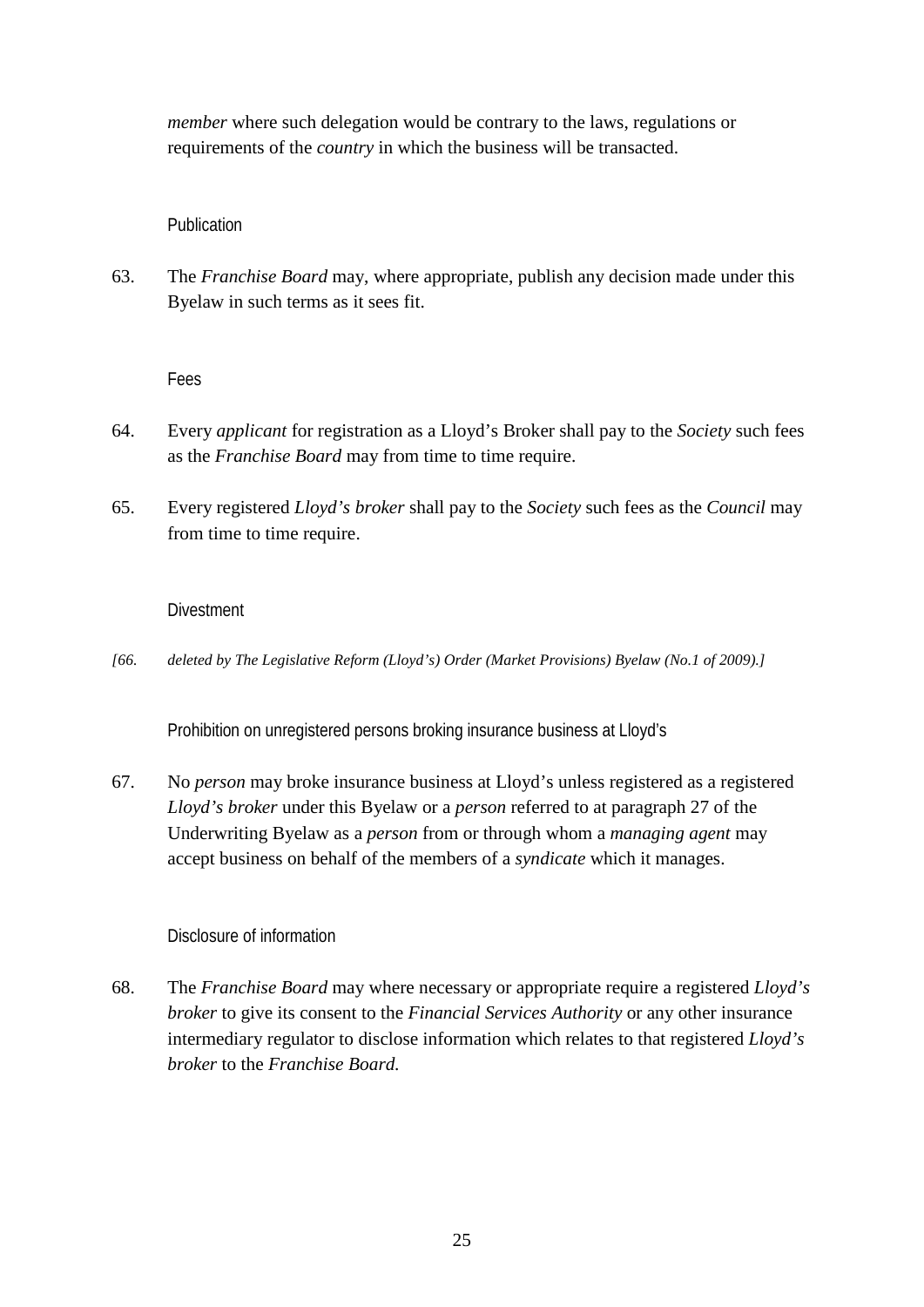*member* where such delegation would be contrary to the laws, regulations or requirements of the *country* in which the business will be transacted.

### Publication

63. The *Franchise Board* may, where appropriate, publish any decision made under this Byelaw in such terms as it sees fit.

### Fees

64. Every *applicant* for registration as a Lloyd's Broker shall pay to the *Society* such fees as the *Franchise Board* may from time to time require.

65. Every registered *Lloyd's broker* shall pay to the *Society* such fees as the *Council* may from time to time require.

### Divestment

*[66. deleted by The Legislative Reform (Lloyd's) Order (Market Provisions) Byelaw (No.1 of 2009).]*

### Prohibition on unregistered persons broking insurance business at Lloyd's

67. No *person* may broke insurance business at Lloyd's unless registered as a registered *Lloyd's broker* under this Byelaw or a *person* referred to at paragraph 27 of the Underwriting Byelaw as a *person* from or through whom a *managing agent* may accept business on behalf of the members of a *syndicate* which it manages.

### Disclosure of information

68. The *Franchise Board* may where necessary or appropriate require a registered *Lloyd's broker* to give its consent to the *Financial Services Authority* or any other insurance intermediary regulator to disclose information which relates to that registered *Lloyd's broker* to the *Franchise Board.*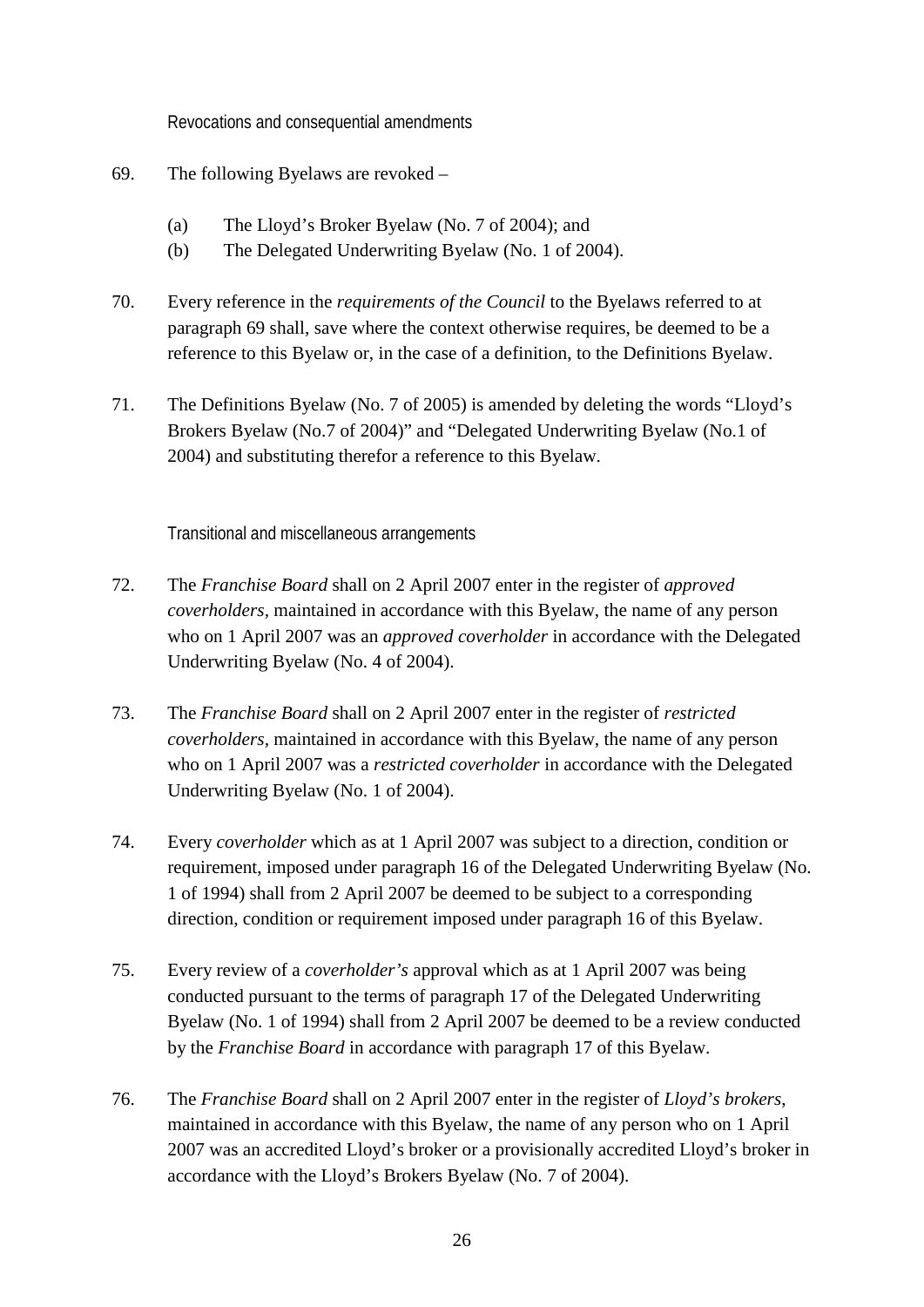### Revocations and consequential amendments

69. The following Byelaws are revoked –

    (a) The Lloyd’s Broker Byelaw (No. 7 of 2004); and
    (b) The Delegated Underwriting Byelaw (No. 1 of 2004).

70. Every reference in the *requirements of the Council* to the Byelaws referred to at paragraph 69 shall, save where the context otherwise requires, be deemed to be a reference to this Byelaw or, in the case of a definition, to the Definitions Byelaw.

71. The Definitions Byelaw (No. 7 of 2005) is amended by deleting the words “Lloyd’s Brokers Byelaw (No.7 of 2004)” and “Delegated Underwriting Byelaw (No.1 of 2004) and substituting therefor a reference to this Byelaw.

### Transitional and miscellaneous arrangements

72. The *Franchise Board* shall on 2 April 2007 enter in the register of *approved coverholders*, maintained in accordance with this Byelaw, the name of any person who on 1 April 2007 was an *approved coverholder* in accordance with the Delegated Underwriting Byelaw (No. 4 of 2004).

73. The *Franchise Board* shall on 2 April 2007 enter in the register of *restricted coverholders*, maintained in accordance with this Byelaw, the name of any person who on 1 April 2007 was a *restricted coverholder* in accordance with the Delegated Underwriting Byelaw (No. 1 of 2004).

74. Every *coverholder* which as at 1 April 2007 was subject to a direction, condition or requirement, imposed under paragraph 16 of the Delegated Underwriting Byelaw (No. 1 of 1994) shall from 2 April 2007 be deemed to be subject to a corresponding direction, condition or requirement imposed under paragraph 16 of this Byelaw.

75. Every review of a *coverholder’s* approval which as at 1 April 2007 was being conducted pursuant to the terms of paragraph 17 of the Delegated Underwriting Byelaw (No. 1 of 1994) shall from 2 April 2007 be deemed to be a review conducted by the *Franchise Board* in accordance with paragraph 17 of this Byelaw.

76. The *Franchise Board* shall on 2 April 2007 enter in the register of *Lloyd’s brokers*, maintained in accordance with this Byelaw, the name of any person who on 1 April 2007 was an accredited Lloyd’s broker or a provisionally accredited Lloyd’s broker in accordance with the Lloyd’s Brokers Byelaw (No. 7 of 2004).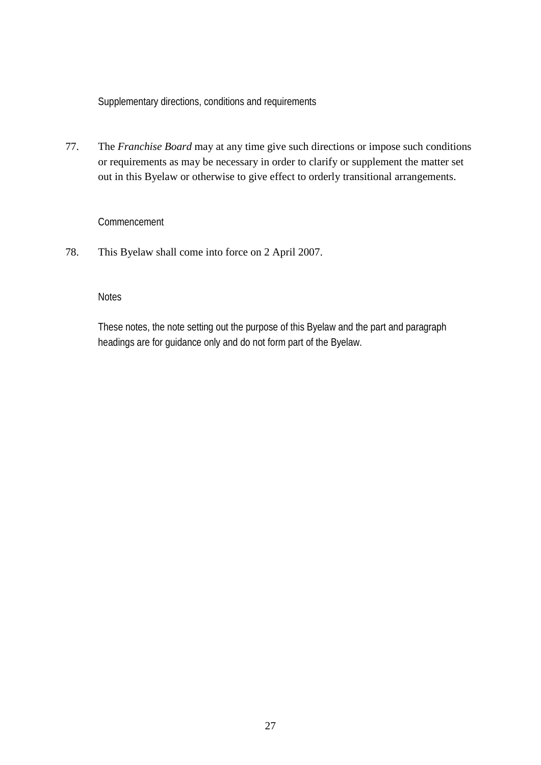### Supplementary directions, conditions and requirements

77. The *Franchise Board* may at any time give such directions or impose such conditions or requirements as may be necessary in order to clarify or supplement the matter set out in this Byelaw or otherwise to give effect to orderly transitional arrangements.

### Commencement

78. This Byelaw shall come into force on 2 April 2007.

### Notes

These notes, the note setting out the purpose of this Byelaw and the part and paragraph headings are for guidance only and do not form part of the Byelaw.